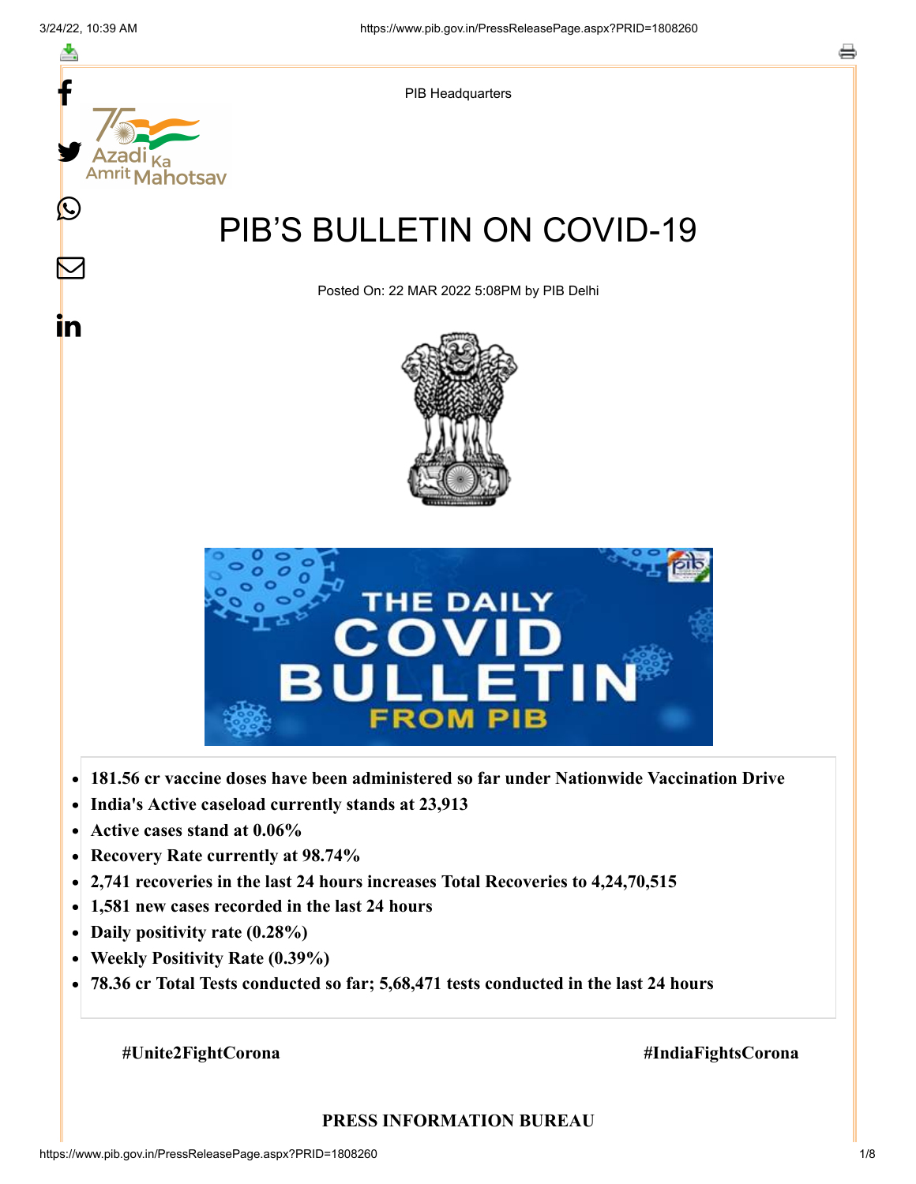PIB Headquarters

# PIB'S BULLETIN ON COVID-19

Posted On: 22 MAR 2022 5:08PM by PIB Delhi

- **181.56 cr vaccine doses have been administered so far under Nationwide Vaccination Drive**
- **India's Active caseload currently stands at 23,913**
- **Active cases stand at 0.06%**
- **Recovery Rate currently at 98.74%**
- **2,741 recoveries in the last 24 hours increases Total Recoveries to 4,24,70,515**
- **1,581 new cases recorded in the last 24 hours**
- **Daily positivity rate (0.28%)**
- **Weekly Positivity Rate (0.39%)**
- **78.36 cr Total Tests conducted so far; 5,68,471 tests conducted in the last 24 hours**

**#Unite2FightCorona** **#IndiaFightsCorona**

**PRESS INFORMATION BUREAU**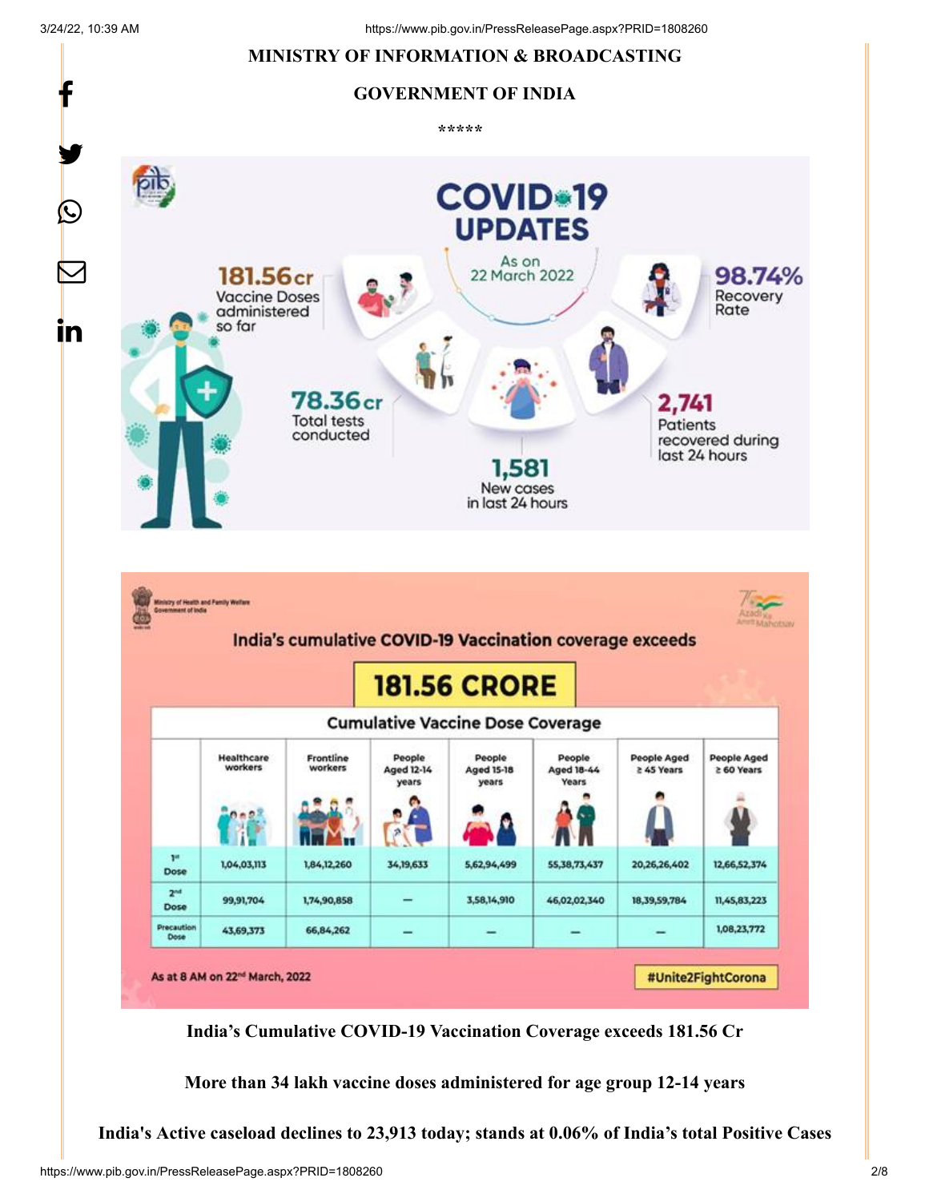**MINISTRY OF INFORMATION & BROADCASTING**

**GOVERNMENT OF INDIA**

*****

COVID-19 UPDATES

As on 22 March 2022

181.56 cr Vaccine Doses administered so far

98.74% Recovery Rate

78.36 cr Total tests conducted

2,741 Patients recovered during last 24 hours

1,581 New cases in last 24 hours

India's cumulative COVID-19 Vaccination coverage exceeds

181.56 CRORE

Cumulative Vaccine Dose Coverage

| | Healthcare workers | Frontline workers | People Aged 12-14 years | People Aged 15-18 years | People Aged 18-44 Years | People Aged ≥ 45 Years | People Aged ≥ 60 Years |
|---|---|---|---|---|---|---|---|
| 1st Dose | 1,04,03,113 | 1,84,12,260 | 34,19,633 | 5,62,94,499 | 55,38,73,437 | 20,26,26,402 | 12,66,52,374 |
| 2nd Dose | 99,91,704 | 1,74,90,858 | — | 3,58,14,910 | 46,02,02,340 | 18,39,59,784 | 11,45,83,223 |
| Precaution Dose | 43,69,373 | 66,84,262 | — | — | — | — | 1,08,23,772 |

As at 8 AM on 22nd March, 2022

#Unite2FightCorona

**India's Cumulative COVID-19 Vaccination Coverage exceeds 181.56 Cr**

**More than 34 lakh vaccine doses administered for age group 12-14 years**

**India's Active caseload declines to 23,913 today; stands at 0.06% of India's total Positive Cases**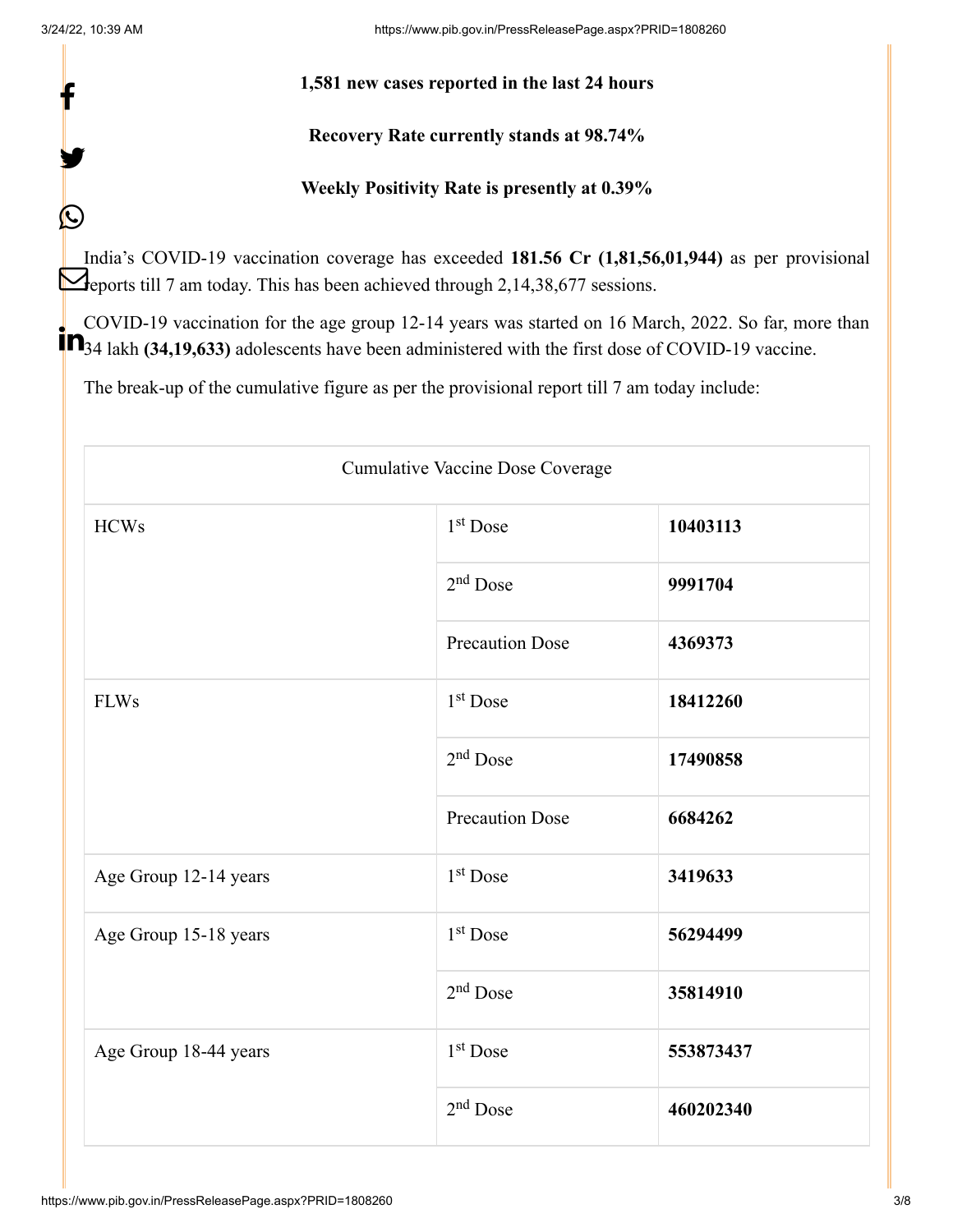**1,581 new cases reported in the last 24 hours**

**Recovery Rate currently stands at 98.74%**

**Weekly Positivity Rate is presently at 0.39%**

India's COVID-19 vaccination coverage has exceeded **181.56 Cr (1,81,56,01,944)** as per provisional reports till 7 am today. This has been achieved through 2,14,38,677 sessions.

COVID-19 vaccination for the age group 12-14 years was started on 16 March, 2022. So far, more than 34 lakh **(34,19,633)** adolescents have been administered with the first dose of COVID-19 vaccine.

The break-up of the cumulative figure as per the provisional report till 7 am today include:

| Cumulative Vaccine Dose Coverage | | |
|---|---|---|
| HCWs | 1st Dose | **10403113** |
| | 2nd Dose | **9991704** |
| | Precaution Dose | **4369373** |
| FLWs | 1st Dose | **18412260** |
| | 2nd Dose | **17490858** |
| | Precaution Dose | **6684262** |
| Age Group 12-14 years | 1st Dose | **3419633** |
| Age Group 15-18 years | 1st Dose | **56294499** |
| | 2nd Dose | **35814910** |
| Age Group 18-44 years | 1st Dose | **553873437** |
| | 2nd Dose | **460202340** |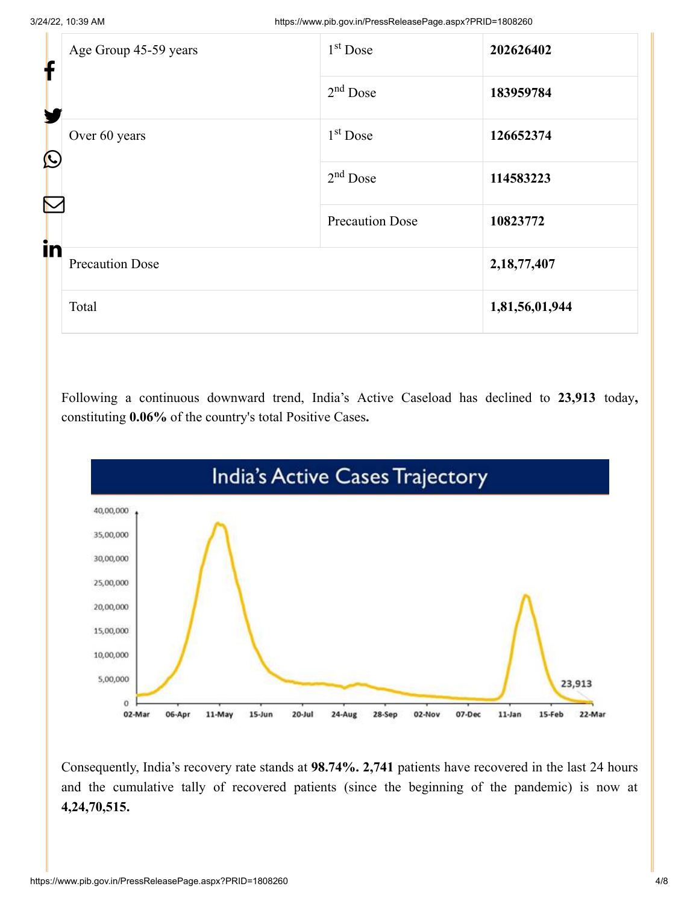| Age Group 45-59 years | 1st Dose | **202626402** |
|---|---|---|
| | 2nd Dose | **183959784** |
| Over 60 years | 1st Dose | **126652374** |
| | 2nd Dose | **114583223** |
| | Precaution Dose | **10823772** |
| Precaution Dose | | **2,18,77,407** |
| Total | | **1,81,56,01,944** |

Following a continuous downward trend, India's Active Caseload has declined to **23,913** today**,** constituting **0.06%** of the country's total Positive Cases**.**

Consequently, India's recovery rate stands at **98.74%. 2,741** patients have recovered in the last 24 hours and the cumulative tally of recovered patients (since the beginning of the pandemic) is now at **4,24,70,515.**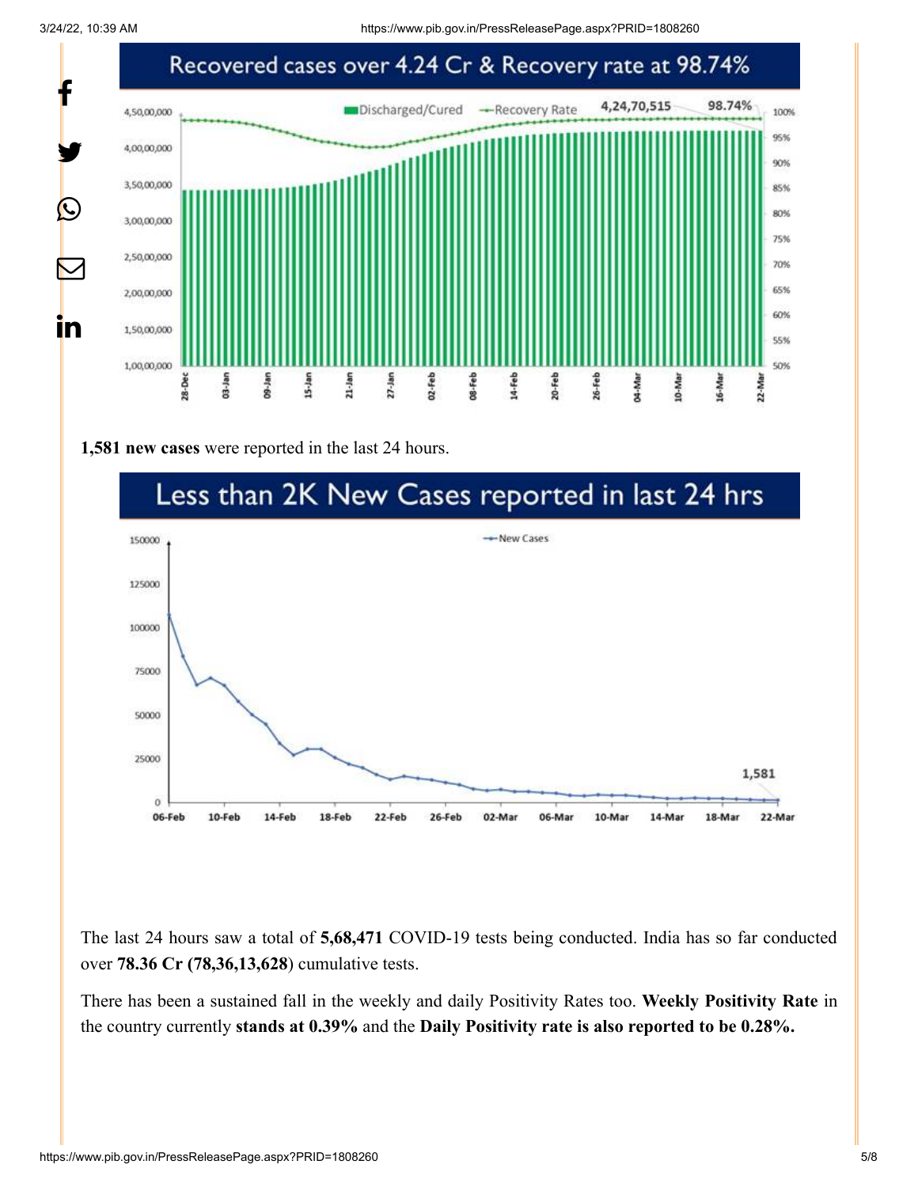Recovered cases over 4.24 Cr & Recovery rate at 98.74%

**1,581 new cases** were reported in the last 24 hours.

Less than 2K New Cases reported in last 24 hrs

The last 24 hours saw a total of **5,68,471** COVID-19 tests being conducted. India has so far conducted over **78.36 Cr (78,36,13,628**) cumulative tests.

There has been a sustained fall in the weekly and daily Positivity Rates too. **Weekly Positivity Rate** in the country currently **stands at 0.39%** and the **Daily Positivity rate is also reported to be 0.28%.**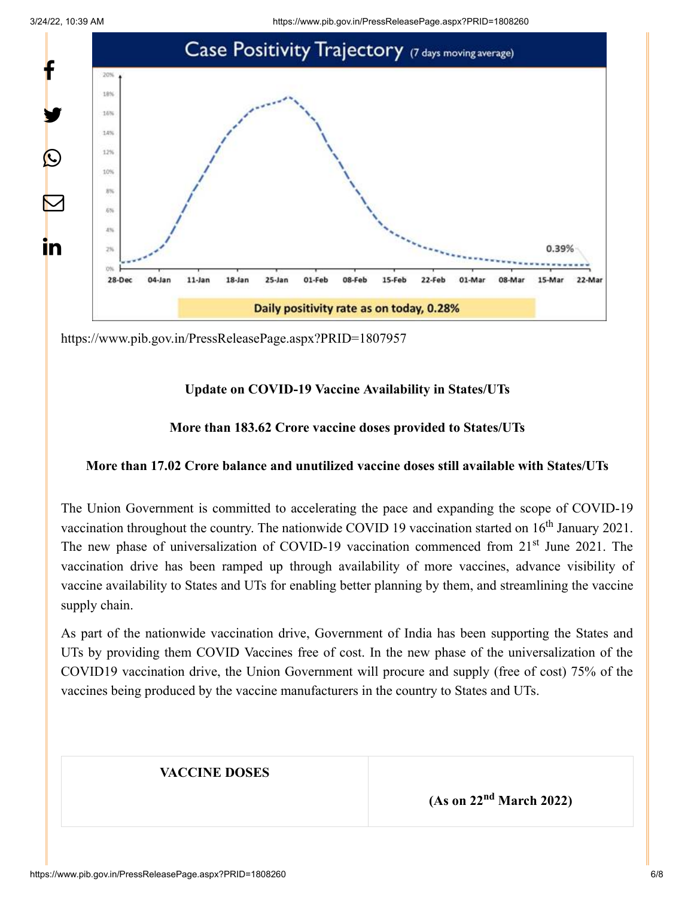https://www.pib.gov.in/PressReleasePage.aspx?PRID=1807957

**Update on COVID-19 Vaccine Availability in States/UTs**

**More than 183.62 Crore vaccine doses provided to States/UTs**

**More than 17.02 Crore balance and unutilized vaccine doses still available with States/UTs**

The Union Government is committed to accelerating the pace and expanding the scope of COVID-19 vaccination throughout the country. The nationwide COVID 19 vaccination started on 16th January 2021. The new phase of universalization of COVID-19 vaccination commenced from 21st June 2021. The vaccination drive has been ramped up through availability of more vaccines, advance visibility of vaccine availability to States and UTs for enabling better planning by them, and streamlining the vaccine supply chain.

As part of the nationwide vaccination drive, Government of India has been supporting the States and UTs by providing them COVID Vaccines free of cost. In the new phase of the universalization of the COVID19 vaccination drive, the Union Government will procure and supply (free of cost) 75% of the vaccines being produced by the vaccine manufacturers in the country to States and UTs.

| **VACCINE DOSES** | **(As on 22nd March 2022)** |
| --- | --- |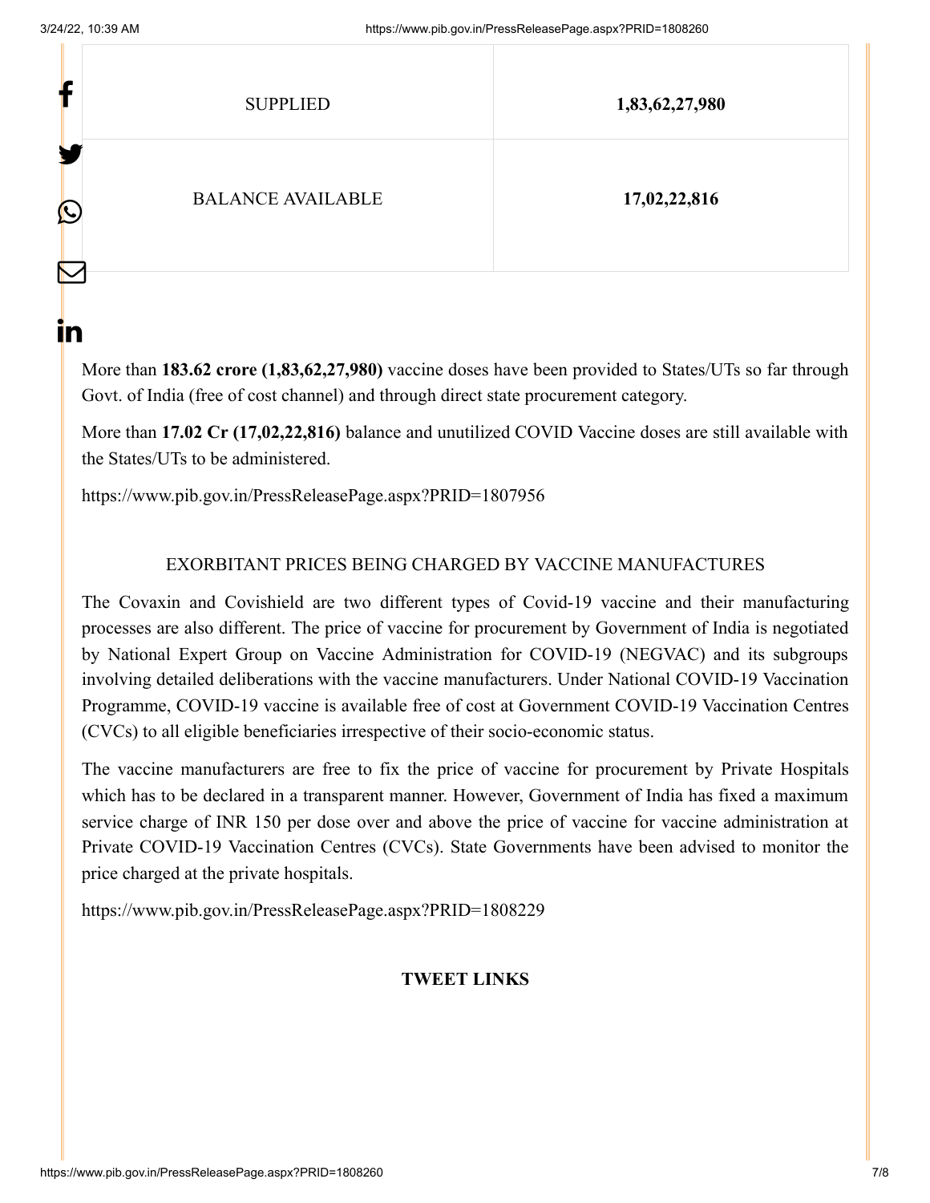| SUPPLIED | **1,83,62,27,980** |
| --- | --- |
| BALANCE AVAILABLE | **17,02,22,816** |

More than **183.62 crore (1,83,62,27,980)** vaccine doses have been provided to States/UTs so far through Govt. of India (free of cost channel) and through direct state procurement category.

More than **17.02 Cr (17,02,22,816)** balance and unutilized COVID Vaccine doses are still available with the States/UTs to be administered.

https://www.pib.gov.in/PressReleasePage.aspx?PRID=1807956

EXORBITANT PRICES BEING CHARGED BY VACCINE MANUFACTURES

The Covaxin and Covishield are two different types of Covid-19 vaccine and their manufacturing processes are also different. The price of vaccine for procurement by Government of India is negotiated by National Expert Group on Vaccine Administration for COVID-19 (NEGVAC) and its subgroups involving detailed deliberations with the vaccine manufacturers. Under National COVID-19 Vaccination Programme, COVID-19 vaccine is available free of cost at Government COVID-19 Vaccination Centres (CVCs) to all eligible beneficiaries irrespective of their socio-economic status.

The vaccine manufacturers are free to fix the price of vaccine for procurement by Private Hospitals which has to be declared in a transparent manner. However, Government of India has fixed a maximum service charge of INR 150 per dose over and above the price of vaccine for vaccine administration at Private COVID-19 Vaccination Centres (CVCs). State Governments have been advised to monitor the price charged at the private hospitals.

https://www.pib.gov.in/PressReleasePage.aspx?PRID=1808229

**TWEET LINKS**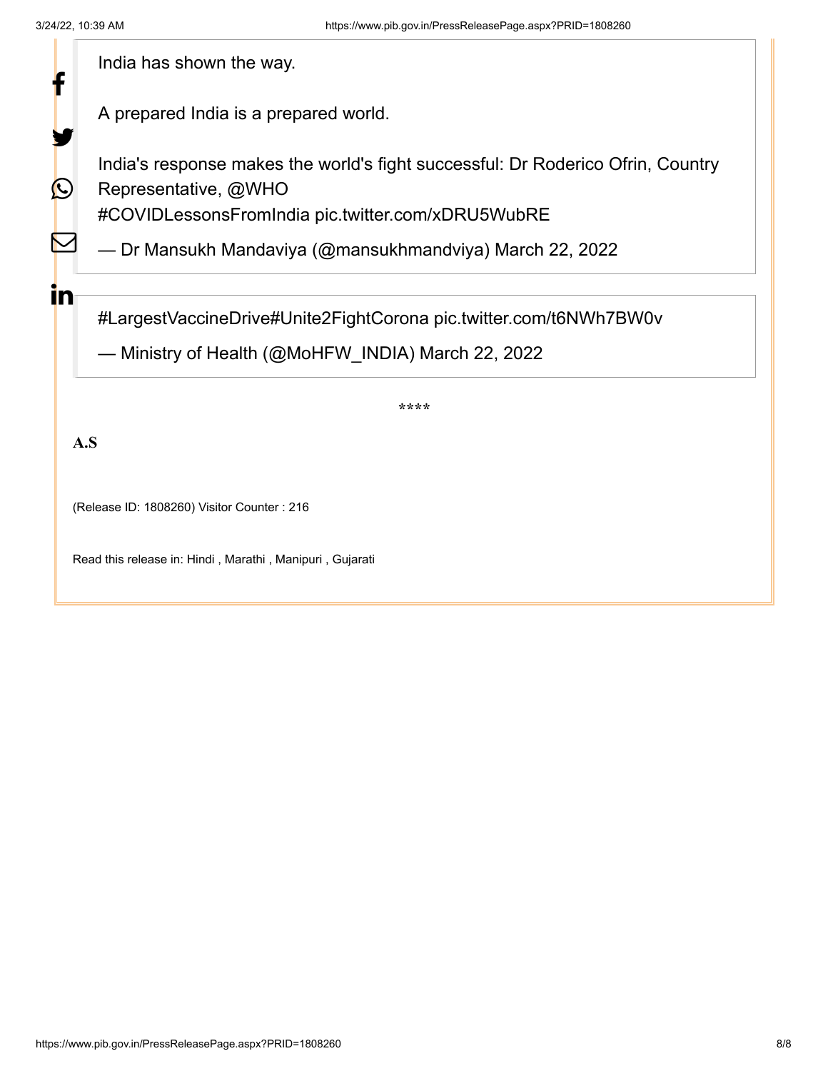India has shown the way.

A prepared India is a prepared world.

India's response makes the world's fight successful: Dr Roderico Ofrin, Country Representative, @WHO
#COVIDLessonsFromIndia pic.twitter.com/xDRU5WubRE

— Dr Mansukh Mandaviya (@mansukhmandviya) March 22, 2022

#LargestVaccineDrive#Unite2FightCorona pic.twitter.com/t6NWh7BW0v

— Ministry of Health (@MoHFW_INDIA) March 22, 2022

****

**A.S**

(Release ID: 1808260) Visitor Counter : 216

Read this release in: Hindi , Marathi , Manipuri , Gujarati